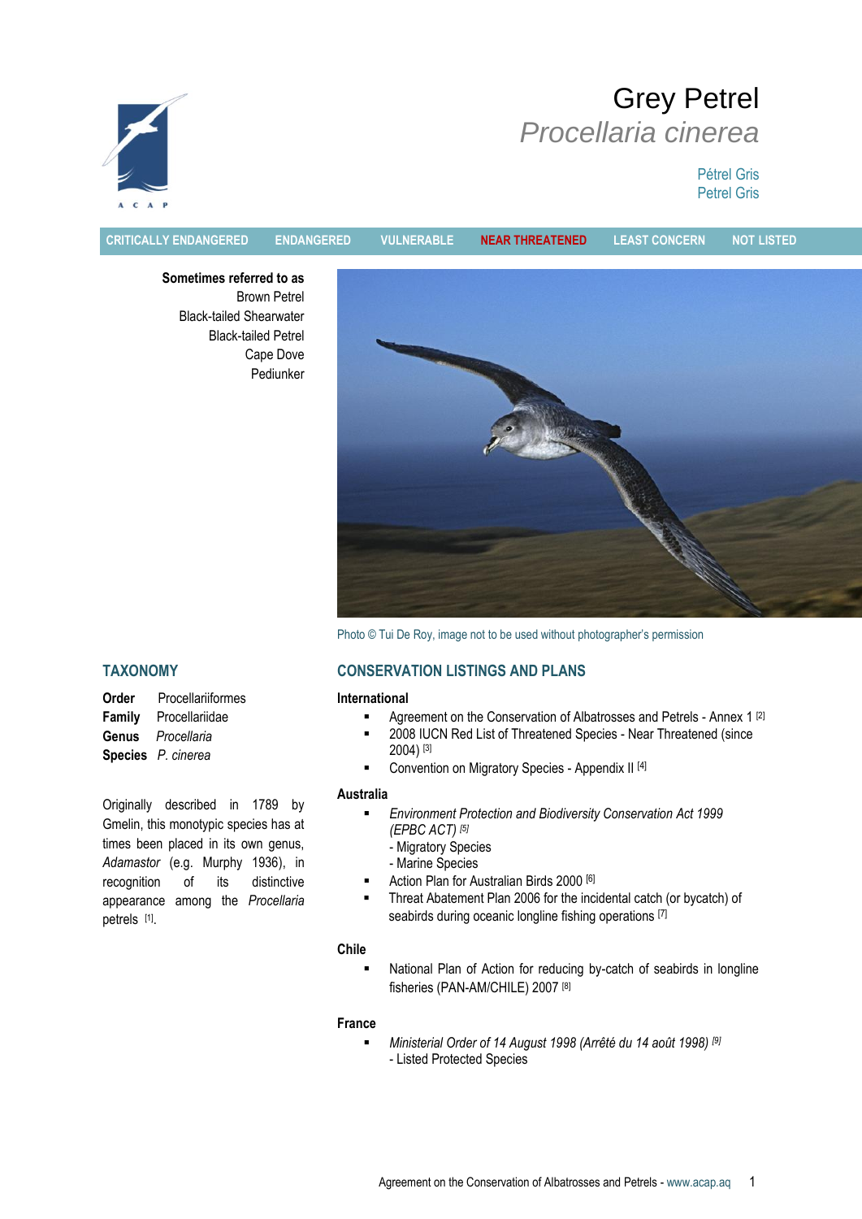# Grey Petrel

## *Procellaria cinerea*

Pétrel Gris
Petrel Gris

CRITICALLY ENDANGERED | ENDANGERED | VULNERABLE | **NEAR THREATENED** | LEAST CONCERN | NOT LISTED

**Sometimes referred to as**
Brown Petrel
Black-tailed Shearwater
Black-tailed Petrel
Cape Dove
Pediunker

Photo © Tui De Roy, image not to be used without photographer's permission

## TAXONOMY

**Order** Procellariiformes
**Family** Procellariidae
**Genus** *Procellaria*
**Species** *P. cinerea*

Originally described in 1789 by Gmelin, this monotypic species has at times been placed in its own genus, *Adamastor* (e.g. Murphy 1936), in recognition of its distinctive appearance among the *Procellaria* petrels [1].

## CONSERVATION LISTINGS AND PLANS

**International**

- Agreement on the Conservation of Albatrosses and Petrels - Annex 1 [2]
- 2008 IUCN Red List of Threatened Species - Near Threatened (since 2004) [3]
- Convention on Migratory Species - Appendix II [4]

**Australia**

- *Environment Protection and Biodiversity Conservation Act 1999 (EPBC ACT)* [5]
  - Migratory Species
  - Marine Species
- Action Plan for Australian Birds 2000 [6]
- Threat Abatement Plan 2006 for the incidental catch (or bycatch) of seabirds during oceanic longline fishing operations [7]

**Chile**

- National Plan of Action for reducing by-catch of seabirds in longline fisheries (PAN-AM/CHILE) 2007 [8]

**France**

- *Ministerial Order of 14 August 1998 (Arrêté du 14 août 1998)* [9]
  - Listed Protected Species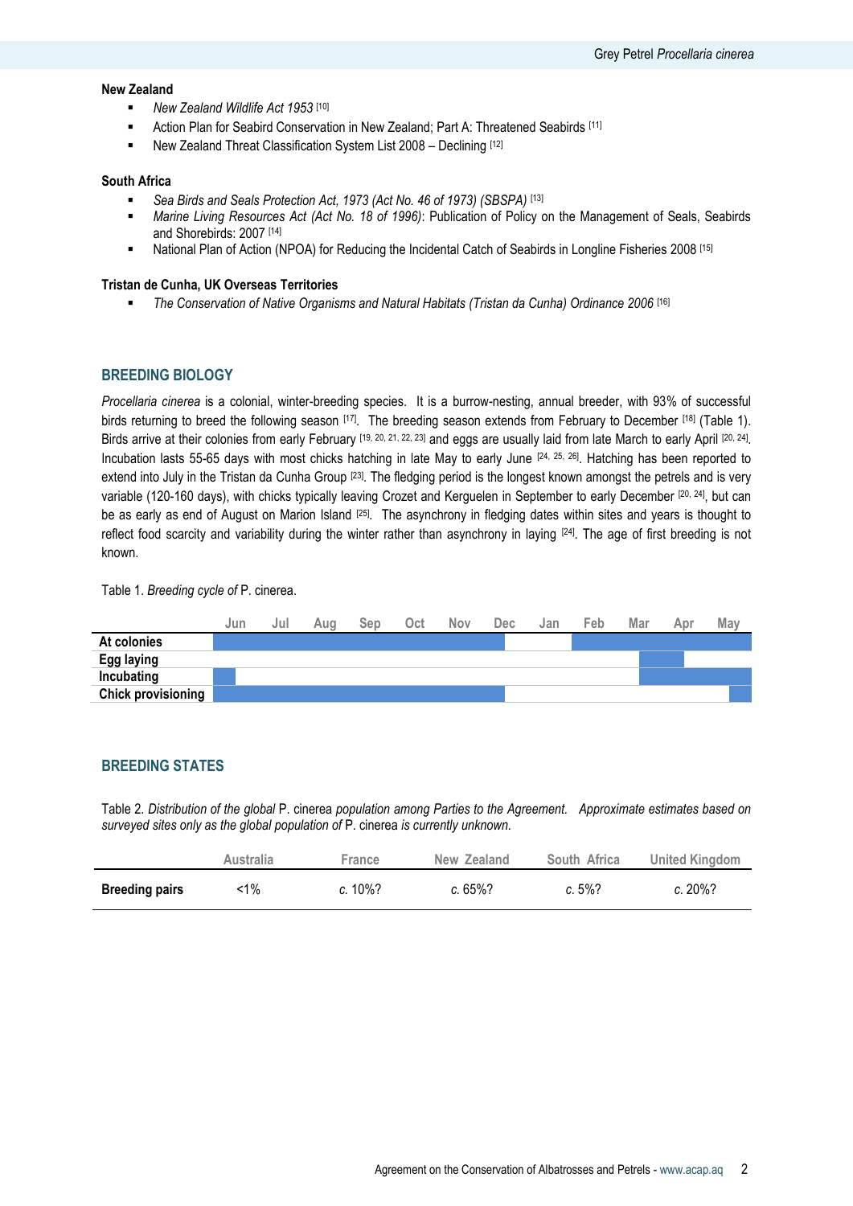### New Zealand

- *New Zealand Wildlife Act 1953* [10]
- Action Plan for Seabird Conservation in New Zealand; Part A: Threatened Seabirds [11]
- New Zealand Threat Classification System List 2008 – Declining [12]

### South Africa

- *Sea Birds and Seals Protection Act, 1973 (Act No. 46 of 1973) (SBSPA)* [13]
- *Marine Living Resources Act (Act No. 18 of 1996)*: Publication of Policy on the Management of Seals, Seabirds and Shorebirds: 2007 [14]
- National Plan of Action (NPOA) for Reducing the Incidental Catch of Seabirds in Longline Fisheries 2008 [15]

### Tristan de Cunha, UK Overseas Territories

- *The Conservation of Native Organisms and Natural Habitats (Tristan da Cunha) Ordinance 2006* [16]

## BREEDING BIOLOGY

*Procellaria cinerea* is a colonial, winter-breeding species. It is a burrow-nesting, annual breeder, with 93% of successful birds returning to breed the following season [17]. The breeding season extends from February to December [18] (Table 1). Birds arrive at their colonies from early February [19, 20, 21, 22, 23] and eggs are usually laid from late March to early April [20, 24]. Incubation lasts 55-65 days with most chicks hatching in late May to early June [24, 25, 26]. Hatching has been reported to extend into July in the Tristan da Cunha Group [23]. The fledging period is the longest known amongst the petrels and is very variable (120-160 days), with chicks typically leaving Crozet and Kerguelen in September to early December [20, 24], but can be as early as end of August on Marion Island [25]. The asynchrony in fledging dates within sites and years is thought to reflect food scarcity and variability during the winter rather than asynchrony in laying [24]. The age of first breeding is not known.

Table 1. *Breeding cycle of* P. cinerea.

| | Jun | Jul | Aug | Sep | Oct | Nov | Dec | Jan | Feb | Mar | Apr | May |
|---|---|---|---|---|---|---|---|---|---|---|---|---|
| **At colonies** | X | X | X | X | X | X | X | | X | X | X | X |
| **Egg laying** | | | | | | | | | | X | X | |
| **Incubating** | X | | | | | | | | | X | X | X |
| **Chick provisioning** | X | X | X | X | X | X | X | | | | | X |

## BREEDING STATES

Table 2. *Distribution of the global* P. cinerea *population among Parties to the Agreement. Approximate estimates based on surveyed sites only as the global population of* P. cinerea *is currently unknown.*

| | Australia | France | New Zealand | South Africa | United Kingdom |
|---|---|---|---|---|---|
| **Breeding pairs** | <1% | *c.* 10%? | *c.* 65%? | *c.* 5%? | *c.* 20%? |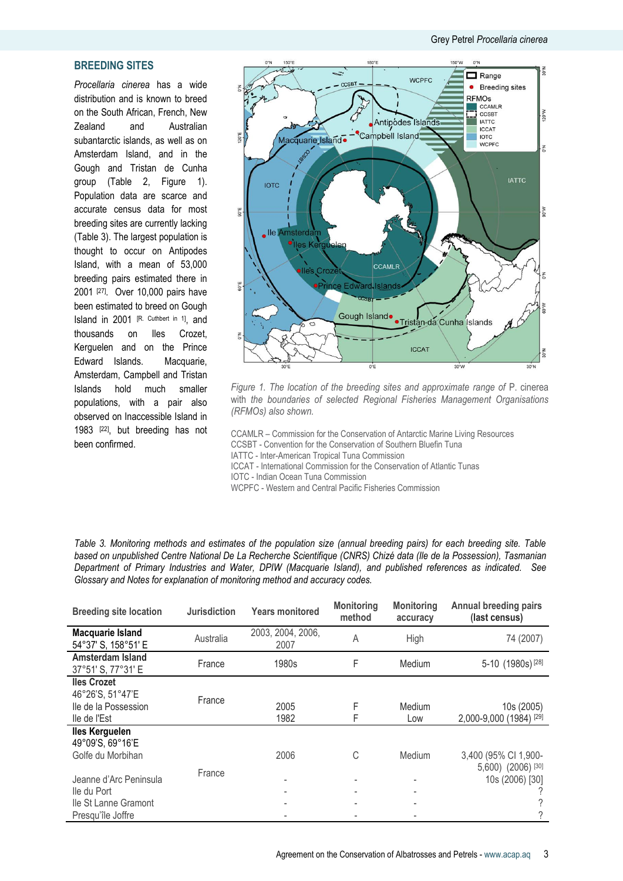## BREEDING SITES

*Procellaria cinerea* has a wide distribution and is known to breed on the South African, French, New Zealand and Australian subantarctic islands, as well as on Amsterdam Island, and in the Gough and Tristan de Cunha group (Table 2, Figure 1). Population data are scarce and accurate census data for most breeding sites are currently lacking (Table 3). The largest population is thought to occur on Antipodes Island, with a mean of 53,000 breeding pairs estimated there in 2001 [27]. Over 10,000 pairs have been estimated to breed on Gough Island in 2001 [R. Cuthbert in 1], and thousands on Iles Crozet, Kerguelen and on the Prince Edward Islands. Macquarie, Amsterdam, Campbell and Tristan Islands hold much smaller populations, with a pair also observed on Inaccessible Island in 1983 [22], but breeding has not been confirmed.

*Figure 1. The location of the breeding sites and approximate range of* P. cinerea *with the boundaries of selected Regional Fisheries Management Organisations (RFMOs) also shown.*

CCAMLR – Commission for the Conservation of Antarctic Marine Living Resources
CCSBT - Convention for the Conservation of Southern Bluefin Tuna
IATTC - Inter-American Tropical Tuna Commission
ICCAT - International Commission for the Conservation of Atlantic Tunas
IOTC - Indian Ocean Tuna Commission
WCPFC - Western and Central Pacific Fisheries Commission

*Table 3. Monitoring methods and estimates of the population size (annual breeding pairs) for each breeding site. Table based on unpublished Centre National De La Recherche Scientifique (CNRS) Chizé data (Ile de la Possession), Tasmanian Department of Primary Industries and Water, DPIW (Macquarie Island), and published references as indicated. See Glossary and Notes for explanation of monitoring method and accuracy codes.*

| Breeding site location | Jurisdiction | Years monitored | Monitoring method | Monitoring accuracy | Annual breeding pairs (last census) |
|---|---|---|---|---|---|
| **Macquarie Island** 54°37' S, 158°51' E | Australia | 2003, 2004, 2006, 2007 | A | High | 74 (2007) |
| **Amsterdam Island** 37°51' S, 77°31' E | France | 1980s | F | Medium | 5-10 (1980s) [28] |
| **Iles Crozet** 46°26'S, 51°47'E | France | | | | |
| Ile de la Possession | | 2005 | F | Medium | 10s (2005) |
| Ile de l'Est | | 1982 | F | Low | 2,000-9,000 (1984) [29] |
| **Iles Kerguelen** 49°09'S, 69°16'E | France | | | | |
| Golfe du Morbihan | | 2006 | C | Medium | 3,400 (95% CI 1,900-5,600) (2006) [30] |
| Jeanne d'Arc Peninsula | | - | - | - | 10s (2006) [30] |
| Ile du Port | | - | - | - | ? |
| Ile St Lanne Gramont | | - | - | - | ? |
| Presqu'île Joffre | | - | - | - | ? |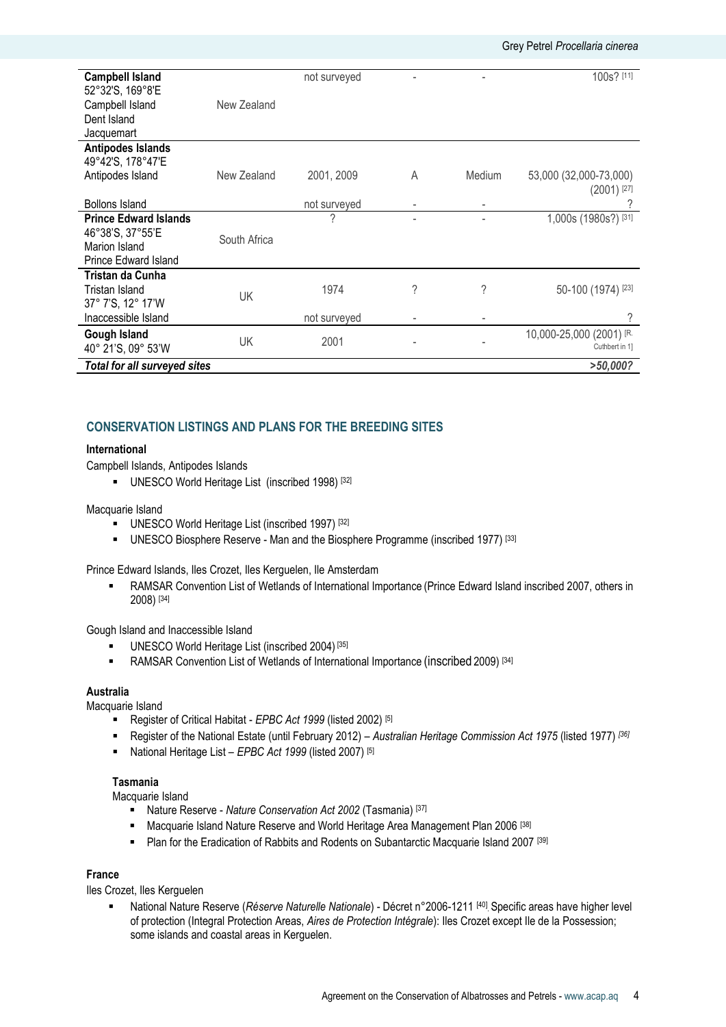| Breeding site | Jurisdiction | Years surveyed | Survey method | Survey accuracy | Annual breeding pairs |
|---|---|---|---|---|---|
| **Campbell Island**<br>52°32'S, 169°8'E<br>Campbell Island<br>Dent Island<br>Jacquemart | New Zealand | not surveyed | - | - | 100s? [11] |
| **Antipodes Islands**<br>49°42'S, 178°47'E<br>Antipodes Island | New Zealand | 2001, 2009 | A | Medium | 53,000 (32,000-73,000) (2001) [27] |
| Bollons Island | | not surveyed | - | - | ? |
| **Prince Edward Islands**<br>46°38'S, 37°55'E<br>Marion Island<br>Prince Edward Island | South Africa | ? | - | - | 1,000s (1980s?) [31] |
| **Tristan da Cunha**<br>Tristan Island<br>37° 7'S, 12° 17'W | UK | 1974 | ? | ? | 50-100 (1974) [23] |
| Inaccessible Island | | not surveyed | - | - | ? |
| **Gough Island**<br>40° 21'S, 09° 53'W | UK | 2001 | - | - | 10,000-25,000 (2001) [R. Cuthbert in 1] |
| ***Total for all surveyed sites*** | | | | | ***>50,000?*** |

## CONSERVATION LISTINGS AND PLANS FOR THE BREEDING SITES

### International

Campbell Islands, Antipodes Islands

- UNESCO World Heritage List (inscribed 1998) [32]

Macquarie Island

- UNESCO World Heritage List (inscribed 1997) [32]
- UNESCO Biosphere Reserve - Man and the Biosphere Programme (inscribed 1977) [33]

Prince Edward Islands, Iles Crozet, Iles Kerguelen, Ile Amsterdam

- RAMSAR Convention List of Wetlands of International Importance (Prince Edward Island inscribed 2007, others in 2008) [34]

Gough Island and Inaccessible Island

- UNESCO World Heritage List (inscribed 2004) [35]
- RAMSAR Convention List of Wetlands of International Importance (inscribed 2009) [34]

### Australia

Macquarie Island

- Register of Critical Habitat - *EPBC Act 1999* (listed 2002) [5]
- Register of the National Estate (until February 2012) – *Australian Heritage Commission Act 1975* (listed 1977) [36]
- National Heritage List – *EPBC Act 1999* (listed 2007) [5]

#### Tasmania

Macquarie Island

- Nature Reserve - *Nature Conservation Act 2002* (Tasmania) [37]
- Macquarie Island Nature Reserve and World Heritage Area Management Plan 2006 [38]
- Plan for the Eradication of Rabbits and Rodents on Subantarctic Macquarie Island 2007 [39]

### France

Iles Crozet, Iles Kerguelen

- National Nature Reserve (*Réserve Naturelle Nationale*) - Décret n°2006-1211 [40]. Specific areas have higher level of protection (Integral Protection Areas, *Aires de Protection Intégrale*): Iles Crozet except Ile de la Possession; some islands and coastal areas in Kerguelen.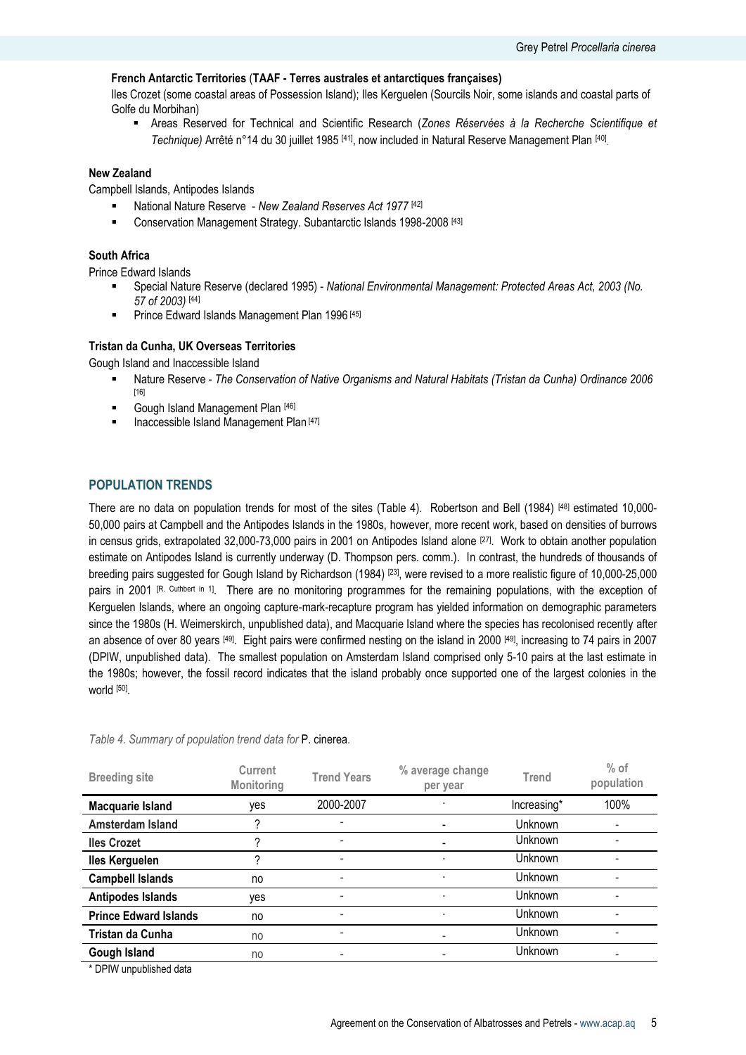**French Antarctic Territories** (**TAAF - Terres australes et antarctiques françaises)**

Iles Crozet (some coastal areas of Possession Island); Iles Kerguelen (Sourcils Noir, some islands and coastal parts of Golfe du Morbihan)

- Areas Reserved for Technical and Scientific Research (*Zones Réservées à la Recherche Scientifique et Technique)* Arrêté n°14 du 30 juillet 1985 [41], now included in Natural Reserve Management Plan [40].

**New Zealand**

Campbell Islands, Antipodes Islands

- National Nature Reserve - *New Zealand Reserves Act 1977* [42]
- Conservation Management Strategy. Subantarctic Islands 1998-2008 [43]

**South Africa**

Prince Edward Islands

- Special Nature Reserve (declared 1995) - *National Environmental Management: Protected Areas Act, 2003 (No. 57 of 2003)* [44]
- Prince Edward Islands Management Plan 1996 [45]

**Tristan da Cunha, UK Overseas Territories**

Gough Island and Inaccessible Island

- Nature Reserve - *The Conservation of Native Organisms and Natural Habitats (Tristan da Cunha) Ordinance 2006* [16]
- Gough Island Management Plan [46]
- Inaccessible Island Management Plan [47]

## POPULATION TRENDS

There are no data on population trends for most of the sites (Table 4). Robertson and Bell (1984) [48] estimated 10,000-50,000 pairs at Campbell and the Antipodes Islands in the 1980s, however, more recent work, based on densities of burrows in census grids, extrapolated 32,000-73,000 pairs in 2001 on Antipodes Island alone [27]. Work to obtain another population estimate on Antipodes Island is currently underway (D. Thompson pers. comm.). In contrast, the hundreds of thousands of breeding pairs suggested for Gough Island by Richardson (1984) [23], were revised to a more realistic figure of 10,000-25,000 pairs in 2001 [R. Cuthbert in 1]. There are no monitoring programmes for the remaining populations, with the exception of Kerguelen Islands, where an ongoing capture-mark-recapture program has yielded information on demographic parameters since the 1980s (H. Weimerskirch, unpublished data), and Macquarie Island where the species has recolonised recently after an absence of over 80 years [49]. Eight pairs were confirmed nesting on the island in 2000 [49], increasing to 74 pairs in 2007 (DPIW, unpublished data). The smallest population on Amsterdam Island comprised only 5-10 pairs at the last estimate in the 1980s; however, the fossil record indicates that the island probably once supported one of the largest colonies in the world [50].

*Table 4. Summary of population trend data for* P. cinerea*.*

| Breeding site | Current Monitoring | Trend Years | % average change per year | Trend | % of population |
|---|---|---|---|---|---|
| **Macquarie Island** | yes | 2000-2007 | - | Increasing* | 100% |
| **Amsterdam Island** | ? | - | - | Unknown | - |
| **Iles Crozet** | ? | - | - | Unknown | - |
| **Iles Kerguelen** | ? | - | - | Unknown | - |
| **Campbell Islands** | no | - | - | Unknown | - |
| **Antipodes Islands** | yes | - | - | Unknown | - |
| **Prince Edward Islands** | no | - | - | Unknown | - |
| **Tristan da Cunha** | no | - | - | Unknown | - |
| **Gough Island** | no | - | - | Unknown | - |

\* DPIW unpublished data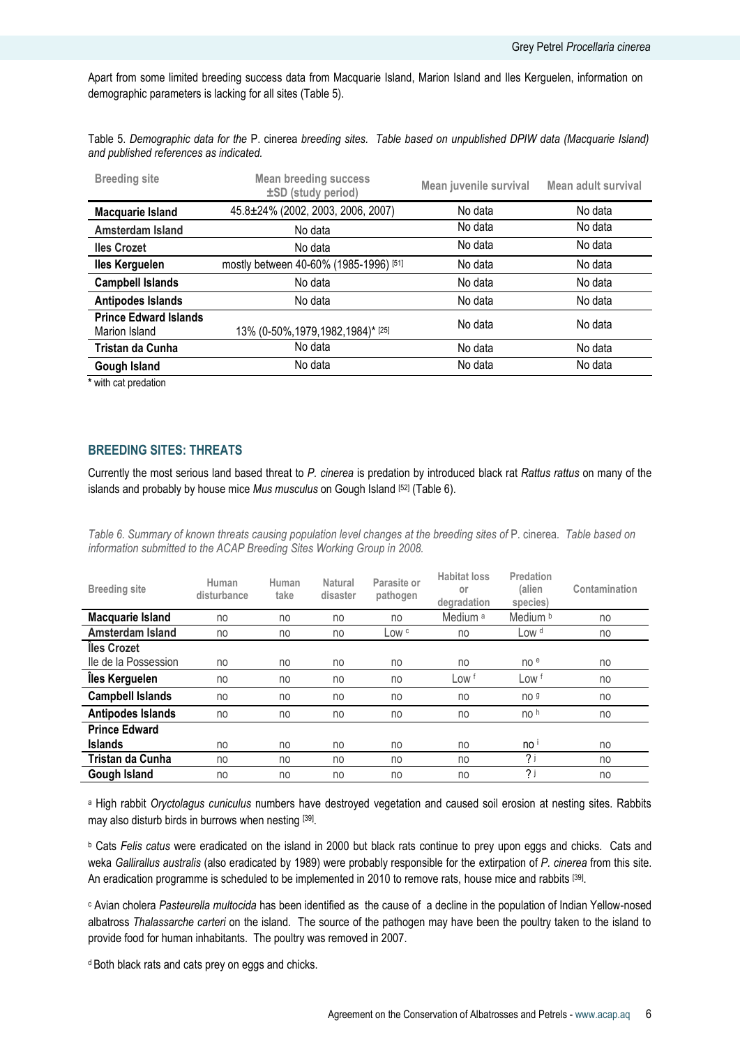Apart from some limited breeding success data from Macquarie Island, Marion Island and Iles Kerguelen, information on demographic parameters is lacking for all sites (Table 5).

Table 5. *Demographic data for the* P. cinerea *breeding sites. Table based on unpublished DPIW data (Macquarie Island) and published references as indicated.*

| Breeding site | Mean breeding success ±SD (study period) | Mean juvenile survival | Mean adult survival |
|---|---|---|---|
| **Macquarie Island** | 45.8±24% (2002, 2003, 2006, 2007) | No data | No data |
| **Amsterdam Island** | No data | No data | No data |
| **Iles Crozet** | No data | No data | No data |
| **Iles Kerguelen** | mostly between 40-60% (1985-1996) [51] | No data | No data |
| **Campbell Islands** | No data | No data | No data |
| **Antipodes Islands** | No data | No data | No data |
| **Prince Edward Islands** Marion Island | 13% (0-50%,1979,1982,1984)* [25] | No data | No data |
| **Tristan da Cunha** | No data | No data | No data |
| **Gough Island** | No data | No data | No data |

\* with cat predation

## BREEDING SITES: THREATS

Currently the most serious land based threat to *P. cinerea* is predation by introduced black rat *Rattus rattus* on many of the islands and probably by house mice *Mus musculus* on Gough Island [52] (Table 6).

*Table 6. Summary of known threats causing population level changes at the breeding sites of* P. cinerea. *Table based on information submitted to the ACAP Breeding Sites Working Group in 2008.*

| Breeding site | Human disturbance | Human take | Natural disaster | Parasite or pathogen | Habitat loss or degradation | Predation (alien species) | Contamination |
|---|---|---|---|---|---|---|---|
| **Macquarie Island** | no | no | no | no | Medium [a] | Medium [b] | no |
| **Amsterdam Island** | no | no | no | Low [c] | no | Low [d] | no |
| **Îles Crozet** Ile de la Possession | no | no | no | no | no | no [e] | no |
| **Îles Kerguelen** | no | no | no | no | Low [f] | Low [f] | no |
| **Campbell Islands** | no | no | no | no | no | no [g] | no |
| **Antipodes Islands** | no | no | no | no | no | no [h] | no |
| **Prince Edward Islands** | no | no | no | no | no | no [i] | no |
| **Tristan da Cunha** | no | no | no | no | no | ? [j] | no |
| **Gough Island** | no | no | no | no | no | ? [j] | no |

[a] High rabbit *Oryctolagus cuniculus* numbers have destroyed vegetation and caused soil erosion at nesting sites. Rabbits may also disturb birds in burrows when nesting [39].

[b] Cats *Felis catus* were eradicated on the island in 2000 but black rats continue to prey upon eggs and chicks. Cats and weka *Gallirallus australis* (also eradicated by 1989) were probably responsible for the extirpation of *P. cinerea* from this site. An eradication programme is scheduled to be implemented in 2010 to remove rats, house mice and rabbits [39].

[c] Avian cholera *Pasteurella multocida* has been identified as the cause of a decline in the population of Indian Yellow-nosed albatross *Thalassarche carteri* on the island. The source of the pathogen may have been the poultry taken to the island to provide food for human inhabitants. The poultry was removed in 2007.

[d] Both black rats and cats prey on eggs and chicks.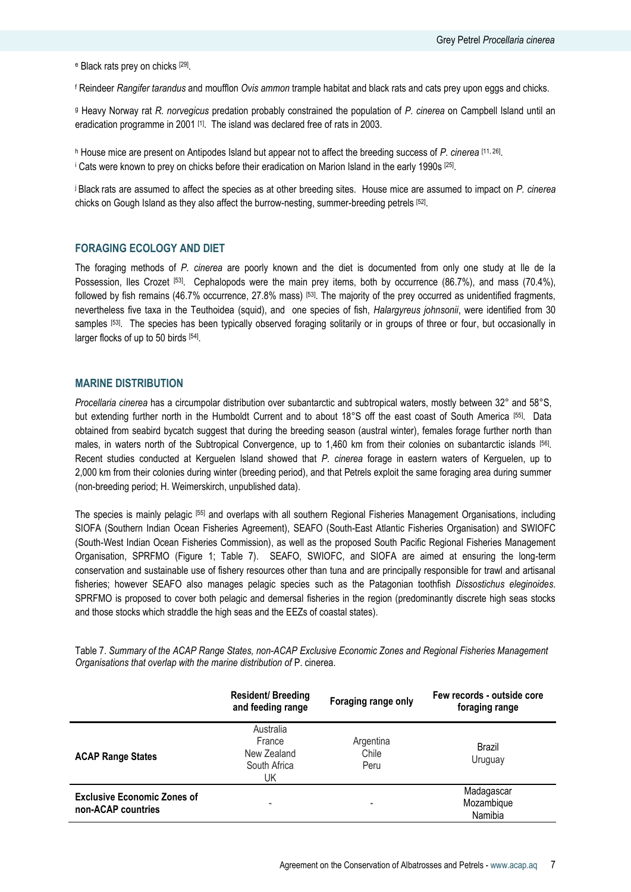[e] Black rats prey on chicks [29].

[f] Reindeer *Rangifer tarandus* and moufflon *Ovis ammon* trample habitat and black rats and cats prey upon eggs and chicks.

[g] Heavy Norway rat *R. norvegicus* predation probably constrained the population of *P. cinerea* on Campbell Island until an eradication programme in 2001 [1]. The island was declared free of rats in 2003.

[h] House mice are present on Antipodes Island but appear not to affect the breeding success of *P. cinerea* [11, 26].

[i] Cats were known to prey on chicks before their eradication on Marion Island in the early 1990s [25].

[j] Black rats are assumed to affect the species as at other breeding sites. House mice are assumed to impact on *P. cinerea* chicks on Gough Island as they also affect the burrow-nesting, summer-breeding petrels [52].

## FORAGING ECOLOGY AND DIET

The foraging methods of *P. cinerea* are poorly known and the diet is documented from only one study at Ile de la Possession, Iles Crozet [53]. Cephalopods were the main prey items, both by occurrence (86.7%), and mass (70.4%), followed by fish remains (46.7% occurrence, 27.8% mass) [53]. The majority of the prey occurred as unidentified fragments, nevertheless five taxa in the Teuthoidea (squid), and one species of fish, *Halargyreus johnsonii*, were identified from 30 samples [53]. The species has been typically observed foraging solitarily or in groups of three or four, but occasionally in larger flocks of up to 50 birds [54].

## MARINE DISTRIBUTION

*Procellaria cinerea* has a circumpolar distribution over subantarctic and subtropical waters, mostly between 32° and 58°S, but extending further north in the Humboldt Current and to about 18°S off the east coast of South America [55]. Data obtained from seabird bycatch suggest that during the breeding season (austral winter), females forage further north than males, in waters north of the Subtropical Convergence, up to 1,460 km from their colonies on subantarctic islands [56]. Recent studies conducted at Kerguelen Island showed that *P. cinerea* forage in eastern waters of Kerguelen, up to 2,000 km from their colonies during winter (breeding period), and that Petrels exploit the same foraging area during summer (non-breeding period; H. Weimerskirch, unpublished data).

The species is mainly pelagic [55] and overlaps with all southern Regional Fisheries Management Organisations, including SIOFA (Southern Indian Ocean Fisheries Agreement), SEAFO (South-East Atlantic Fisheries Organisation) and SWIOFC (South-West Indian Ocean Fisheries Commission), as well as the proposed South Pacific Regional Fisheries Management Organisation, SPRFMO (Figure 1; Table 7). SEAFO, SWIOFC, and SIOFA are aimed at ensuring the long-term conservation and sustainable use of fishery resources other than tuna and are principally responsible for trawl and artisanal fisheries; however SEAFO also manages pelagic species such as the Patagonian toothfish *Dissostichus eleginoides*. SPRFMO is proposed to cover both pelagic and demersal fisheries in the region (predominantly discrete high seas stocks and those stocks which straddle the high seas and the EEZs of coastal states).

Table 7. *Summary of the ACAP Range States, non-ACAP Exclusive Economic Zones and Regional Fisheries Management Organisations that overlap with the marine distribution of* P. cinerea.

| | Resident/ Breeding and feeding range | Foraging range only | Few records - outside core foraging range |
|---|---|---|---|
| **ACAP Range States** | Australia<br>France<br>New Zealand<br>South Africa<br>UK | Argentina<br>Chile<br>Peru | Brazil<br>Uruguay |
| **Exclusive Economic Zones of non-ACAP countries** | - | - | Madagascar<br>Mozambique<br>Namibia |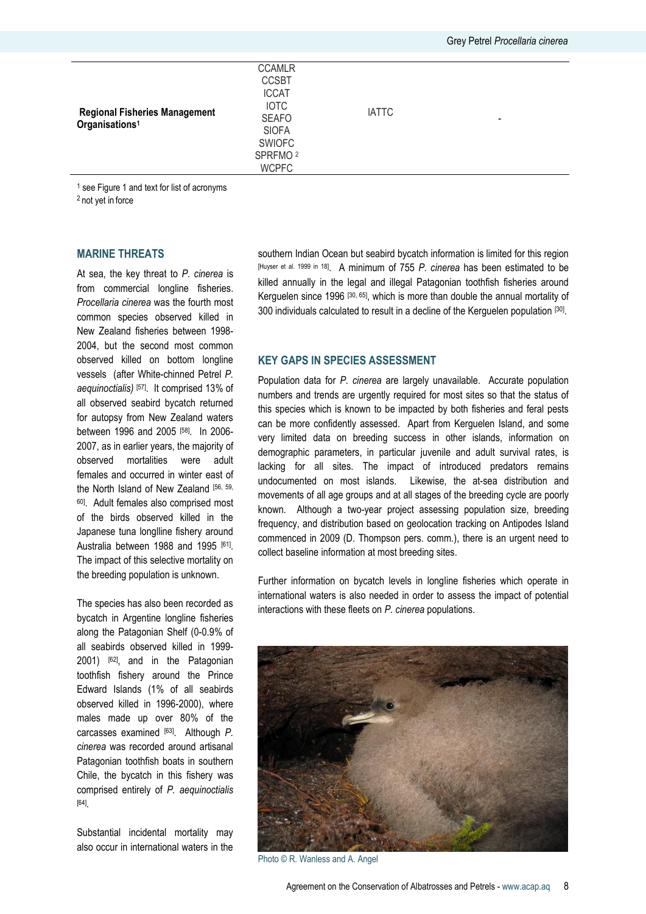| | | | |
|---|---|---|---|
| **Regional Fisheries Management Organisations**[1] | CCAMLR<br>CCSBT<br>ICCAT<br>IOTC<br>SEAFO<br>SIOFA<br>SWIOFC<br>SPRFMO [2]<br>WCPFC | IATTC | - |

[1] see Figure 1 and text for list of acronyms
[2] not yet in force

## MARINE THREATS

At sea, the key threat to *P. cinerea* is from commercial longline fisheries. *Procellaria cinerea* was the fourth most common species observed killed in New Zealand fisheries between 1998-2004, but the second most common observed killed on bottom longline vessels (after White-chinned Petrel *P. aequinoctialis)* [57]. It comprised 13% of all observed seabird bycatch returned for autopsy from New Zealand waters between 1996 and 2005 [58]. In 2006-2007, as in earlier years, the majority of observed mortalities were adult females and occurred in winter east of the North Island of New Zealand [56, 59, 60]. Adult females also comprised most of the birds observed killed in the Japanese tuna longline fishery around Australia between 1988 and 1995 [61]. The impact of this selective mortality on the breeding population is unknown.

The species has also been recorded as bycatch in Argentine longline fisheries along the Patagonian Shelf (0-0.9% of all seabirds observed killed in 1999-2001) [62], and in the Patagonian toothfish fishery around the Prince Edward Islands (1% of all seabirds observed killed in 1996-2000), where males made up over 80% of the carcasses examined [63]. Although *P. cinerea* was recorded around artisanal Patagonian toothfish boats in southern Chile, the bycatch in this fishery was comprised entirely of *P. aequinoctialis* [64].

Substantial incidental mortality may also occur in international waters in the southern Indian Ocean but seabird bycatch information is limited for this region [Huyser et al. 1999 in 18]. A minimum of 755 *P. cinerea* has been estimated to be killed annually in the legal and illegal Patagonian toothfish fisheries around Kerguelen since 1996 [30, 65], which is more than double the annual mortality of 300 individuals calculated to result in a decline of the Kerguelen population [30].

## KEY GAPS IN SPECIES ASSESSMENT

Population data for *P. cinerea* are largely unavailable. Accurate population numbers and trends are urgently required for most sites so that the status of this species which is known to be impacted by both fisheries and feral pests can be more confidently assessed. Apart from Kerguelen Island, and some very limited data on breeding success in other islands, information on demographic parameters, in particular juvenile and adult survival rates, is lacking for all sites. The impact of introduced predators remains undocumented on most islands. Likewise, the at-sea distribution and movements of all age groups and at all stages of the breeding cycle are poorly known. Although a two-year project assessing population size, breeding frequency, and distribution based on geolocation tracking on Antipodes Island commenced in 2009 (D. Thompson pers. comm.), there is an urgent need to collect baseline information at most breeding sites.

Further information on bycatch levels in longline fisheries which operate in international waters is also needed in order to assess the impact of potential interactions with these fleets on *P. cinerea* populations.

Photo © R. Wanless and A. Angel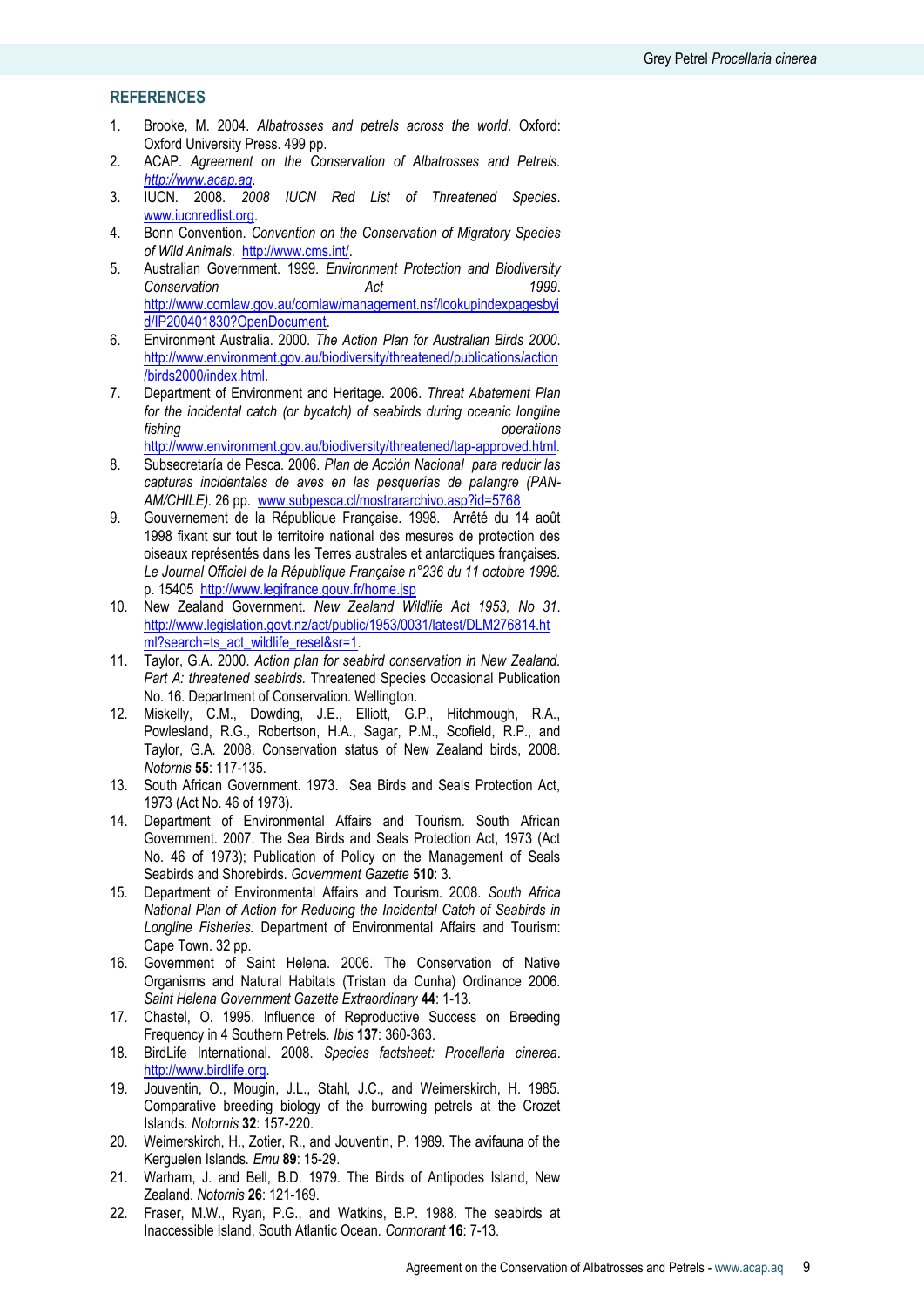## REFERENCES

1. Brooke, M. 2004. *Albatrosses and petrels across the world*. Oxford: Oxford University Press. 499 pp.
2. ACAP. *Agreement on the Conservation of Albatrosses and Petrels*. http://www.acap.aq.
3. IUCN. 2008. *2008 IUCN Red List of Threatened Species*. www.iucnredlist.org.
4. Bonn Convention. *Convention on the Conservation of Migratory Species of Wild Animals*. http://www.cms.int/.
5. Australian Government. 1999. *Environment Protection and Biodiversity Conservation Act 1999*. http://www.comlaw.gov.au/comlaw/management.nsf/lookupindexpagesbyid/IP200401830?OpenDocument.
6. Environment Australia. 2000. *The Action Plan for Australian Birds 2000*. http://www.environment.gov.au/biodiversity/threatened/publications/action/birds2000/index.html.
7. Department of Environment and Heritage. 2006. *Threat Abatement Plan for the incidental catch (or bycatch) of seabirds during oceanic longline fishing operations* http://www.environment.gov.au/biodiversity/threatened/tap-approved.html.
8. Subsecretaría de Pesca. 2006. *Plan de Acción Nacional para reducir las capturas incidentales de aves en las pesquerías de palangre (PAN-AM/CHILE).* 26 pp. www.subpesca.cl/mostrararchivo.asp?id=5768
9. Gouvernement de la République Française. 1998. Arrêté du 14 août 1998 fixant sur tout le territoire national des mesures de protection des oiseaux représentés dans les Terres australes et antarctiques françaises. *Le Journal Officiel de la République Française n°236 du 11 octobre 1998.* p. 15405 http://www.legifrance.gouv.fr/home.jsp
10. New Zealand Government. *New Zealand Wildlife Act 1953, No 31*. http://www.legislation.govt.nz/act/public/1953/0031/latest/DLM276814.html?search=ts_act_wildlife_resel&sr=1.
11. Taylor, G.A. 2000. *Action plan for seabird conservation in New Zealand. Part A: threatened seabirds.* Threatened Species Occasional Publication No. 16. Department of Conservation. Wellington.
12. Miskelly, C.M., Dowding, J.E., Elliott, G.P., Hitchmough, R.A., Powlesland, R.G., Robertson, H.A., Sagar, P.M., Scofield, R.P., and Taylor, G.A. 2008. Conservation status of New Zealand birds, 2008. *Notornis* **55**: 117-135.
13. South African Government. 1973. Sea Birds and Seals Protection Act, 1973 (Act No. 46 of 1973).
14. Department of Environmental Affairs and Tourism. South African Government. 2007. The Sea Birds and Seals Protection Act, 1973 (Act No. 46 of 1973); Publication of Policy on the Management of Seals Seabirds and Shorebirds. *Government Gazette* **510**: 3.
15. Department of Environmental Affairs and Tourism. 2008. *South Africa National Plan of Action for Reducing the Incidental Catch of Seabirds in Longline Fisheries.* Department of Environmental Affairs and Tourism: Cape Town. 32 pp.
16. Government of Saint Helena. 2006. The Conservation of Native Organisms and Natural Habitats (Tristan da Cunha) Ordinance 2006. *Saint Helena Government Gazette Extraordinary* **44**: 1-13.
17. Chastel, O. 1995. Influence of Reproductive Success on Breeding Frequency in 4 Southern Petrels. *Ibis* **137**: 360-363.
18. BirdLife International. 2008. *Species factsheet: Procellaria cinerea*. http://www.birdlife.org.
19. Jouventin, O., Mougin, J.L., Stahl, J.C., and Weimerskirch, H. 1985. Comparative breeding biology of the burrowing petrels at the Crozet Islands. *Notornis* **32**: 157-220.
20. Weimerskirch, H., Zotier, R., and Jouventin, P. 1989. The avifauna of the Kerguelen Islands. *Emu* **89**: 15-29.
21. Warham, J. and Bell, B.D. 1979. The Birds of Antipodes Island, New Zealand. *Notornis* **26**: 121-169.
22. Fraser, M.W., Ryan, P.G., and Watkins, B.P. 1988. The seabirds at Inaccessible Island, South Atlantic Ocean. *Cormorant* **16**: 7-13.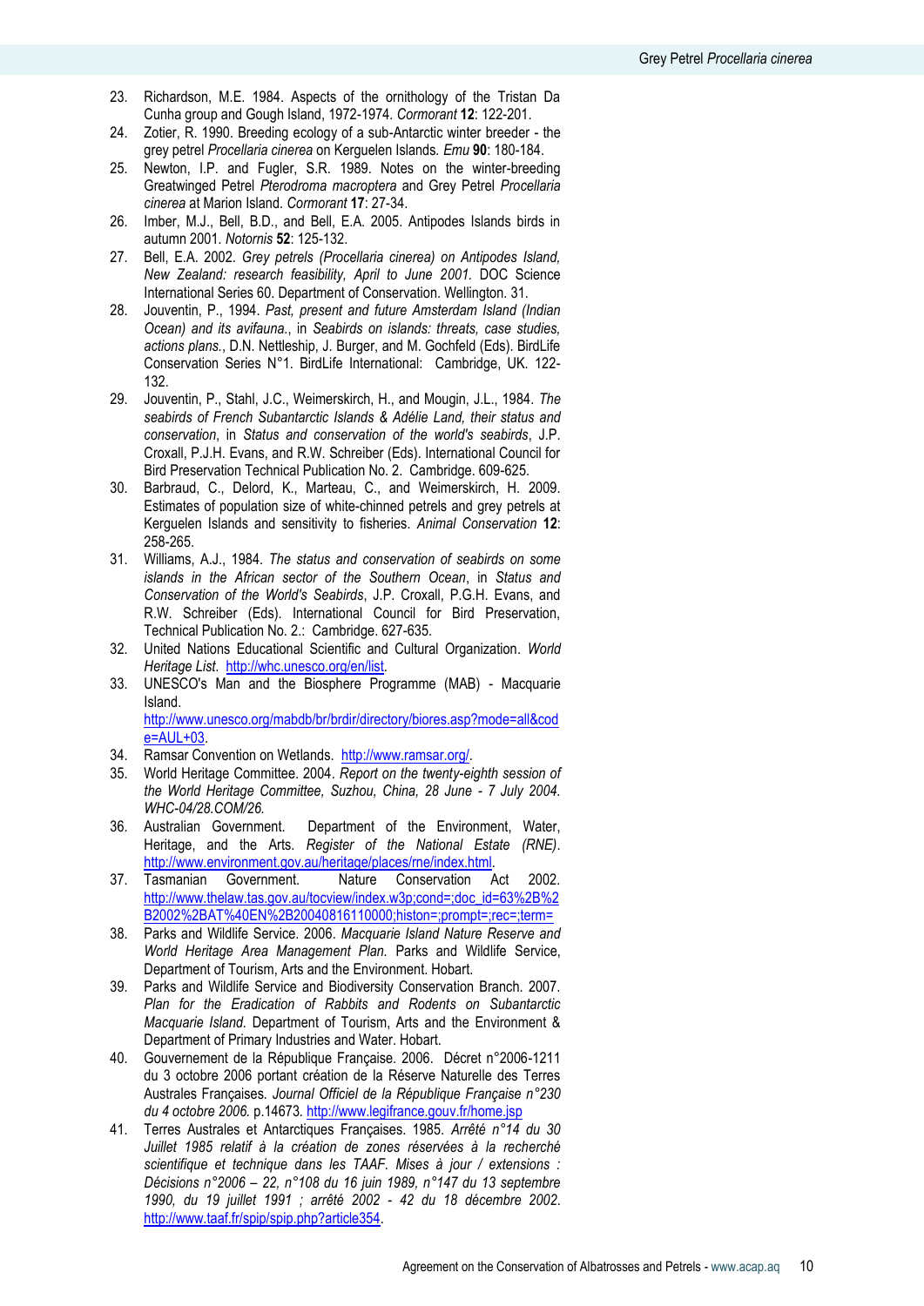23. Richardson, M.E. 1984. Aspects of the ornithology of the Tristan Da Cunha group and Gough Island, 1972-1974. *Cormorant* **12**: 122-201.
24. Zotier, R. 1990. Breeding ecology of a sub-Antarctic winter breeder - the grey petrel *Procellaria cinerea* on Kerguelen Islands. *Emu* **90**: 180-184.
25. Newton, I.P. and Fugler, S.R. 1989. Notes on the winter-breeding Greatwinged Petrel *Pterodroma macroptera* and Grey Petrel *Procellaria cinerea* at Marion Island. *Cormorant* **17**: 27-34.
26. Imber, M.J., Bell, B.D., and Bell, E.A. 2005. Antipodes Islands birds in autumn 2001. *Notornis* **52**: 125-132.
27. Bell, E.A. 2002. *Grey petrels (Procellaria cinerea) on Antipodes Island, New Zealand: research feasibility, April to June 2001.* DOC Science International Series 60. Department of Conservation. Wellington. 31.
28. Jouventin, P., 1994. *Past, present and future Amsterdam Island (Indian Ocean) and its avifauna.*, in *Seabirds on islands: threats, case studies, actions plans.*, D.N. Nettleship, J. Burger, and M. Gochfeld (Eds). BirdLife Conservation Series N°1. BirdLife International: Cambridge, UK. 122-132.
29. Jouventin, P., Stahl, J.C., Weimerskirch, H., and Mougin, J.L., 1984. *The seabirds of French Subantarctic Islands & Adélie Land, their status and conservation*, in *Status and conservation of the world's seabirds*, J.P. Croxall, P.J.H. Evans, and R.W. Schreiber (Eds). International Council for Bird Preservation Technical Publication No. 2. Cambridge. 609-625.
30. Barbraud, C., Delord, K., Marteau, C., and Weimerskirch, H. 2009. Estimates of population size of white-chinned petrels and grey petrels at Kerguelen Islands and sensitivity to fisheries. *Animal Conservation* **12**: 258-265.
31. Williams, A.J., 1984. *The status and conservation of seabirds on some islands in the African sector of the Southern Ocean*, in *Status and Conservation of the World's Seabirds*, J.P. Croxall, P.G.H. Evans, and R.W. Schreiber (Eds). International Council for Bird Preservation, Technical Publication No. 2.: Cambridge. 627-635.
32. United Nations Educational Scientific and Cultural Organization. *World Heritage List.* http://whc.unesco.org/en/list.
33. UNESCO's Man and the Biosphere Programme (MAB) - Macquarie Island. http://www.unesco.org/mabdb/br/brdir/directory/biores.asp?mode=all&code=AUL+03.
34. Ramsar Convention on Wetlands. http://www.ramsar.org/.
35. World Heritage Committee. 2004. *Report on the twenty-eighth session of the World Heritage Committee, Suzhou, China, 28 June - 7 July 2004. WHC-04/28.COM/26.*
36. Australian Government. Department of the Environment, Water, Heritage, and the Arts. *Register of the National Estate (RNE).* http://www.environment.gov.au/heritage/places/rne/index.html.
37. Tasmanian Government. Nature Conservation Act 2002. http://www.thelaw.tas.gov.au/tocview/index.w3p;cond=;doc_id=63%2B%2B2002%2BAT%40EN%2B20040816110000;histon=;prompt=;rec=;term=
38. Parks and Wildlife Service. 2006. *Macquarie Island Nature Reserve and World Heritage Area Management Plan.* Parks and Wildlife Service, Department of Tourism, Arts and the Environment. Hobart.
39. Parks and Wildlife Service and Biodiversity Conservation Branch. 2007. *Plan for the Eradication of Rabbits and Rodents on Subantarctic Macquarie Island.* Department of Tourism, Arts and the Environment & Department of Primary Industries and Water. Hobart.
40. Gouvernement de la République Française. 2006. Décret n°2006-1211 du 3 octobre 2006 portant création de la Réserve Naturelle des Terres Australes Françaises. *Journal Officiel de la République Française n°230 du 4 octobre 2006.* p.14673. http://www.legifrance.gouv.fr/home.jsp
41. Terres Australes et Antarctiques Françaises. 1985. *Arrêté n°14 du 30 Juillet 1985 relatif à la création de zones réservées à la recherché scientifique et technique dans les TAAF. Mises à jour / extensions : Décisions n°2006 – 22, n°108 du 16 juin 1989, n°147 du 13 septembre 1990, du 19 juillet 1991 ; arrêté 2002 - 42 du 18 décembre 2002.* http://www.taaf.fr/spip/spip.php?article354.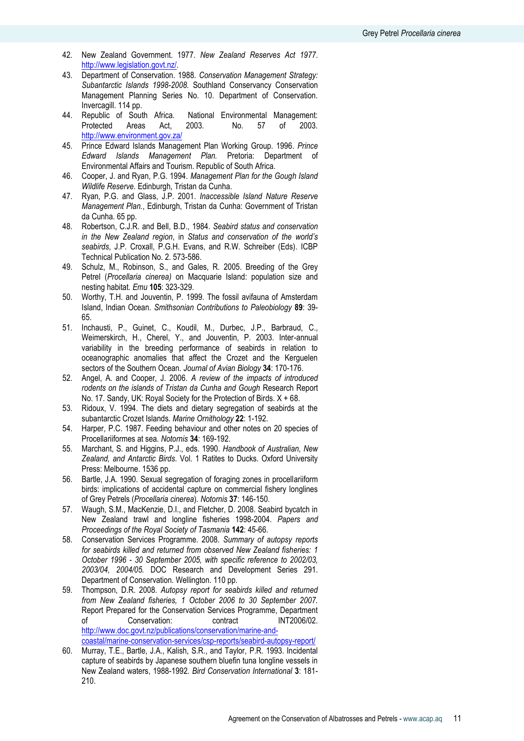42. New Zealand Government. 1977. *New Zealand Reserves Act 1977.* http://www.legislation.govt.nz/.
43. Department of Conservation. 1988. *Conservation Management Strategy: Subantarctic Islands 1998-2008.* Southland Conservancy Conservation Management Planning Series No. 10. Department of Conservation. Invercagill. 114 pp.
44. Republic of South Africa. National Environmental Management: Protected Areas Act, 2003. No. 57 of 2003. http://www.environment.gov.za/
45. Prince Edward Islands Management Plan Working Group. 1996. *Prince Edward Islands Management Plan.* Pretoria: Department of Environmental Affairs and Tourism. Republic of South Africa.
46. Cooper, J. and Ryan, P.G. 1994. *Management Plan for the Gough Island Wildlife Reserve.* Edinburgh, Tristan da Cunha.
47. Ryan, P.G. and Glass, J.P. 2001. *Inaccessible Island Nature Reserve Management Plan.*, Edinburgh, Tristan da Cunha: Government of Tristan da Cunha. 65 pp.
48. Robertson, C.J.R. and Bell, B.D., 1984. *Seabird status and conservation in the New Zealand region*, in *Status and conservation of the world's seabirds*, J.P. Croxall, P.G.H. Evans, and R.W. Schreiber (Eds). ICBP Technical Publication No. 2. 573-586.
49. Schulz, M., Robinson, S., and Gales, R. 2005. Breeding of the Grey Petrel (*Procellaria cinerea)* on Macquarie Island: population size and nesting habitat. *Emu* **105**: 323-329.
50. Worthy, T.H. and Jouventin, P. 1999. The fossil avifauna of Amsterdam Island, Indian Ocean. *Smithsonian Contributions to Paleobiology* **89**: 39-65.
51. Inchausti, P., Guinet, C., Koudil, M., Durbec, J.P., Barbraud, C., Weimerskirch, H., Cherel, Y., and Jouventin, P. 2003. Inter-annual variability in the breeding performance of seabirds in relation to oceanographic anomalies that affect the Crozet and the Kerguelen sectors of the Southern Ocean. *Journal of Avian Biology* **34**: 170-176.
52. Angel, A. and Cooper, J. 2006. *A review of the impacts of introduced rodents on the islands of Tristan da Cunha and Gough* Research Report No. 17. Sandy, UK: Royal Society for the Protection of Birds. X + 68.
53. Ridoux, V. 1994. The diets and dietary segregation of seabirds at the subantarctic Crozet Islands. *Marine Ornithology* **22**: 1-192.
54. Harper, P.C. 1987. Feeding behaviour and other notes on 20 species of Procellariiformes at sea. *Notornis* **34**: 169-192.
55. Marchant, S. and Higgins, P.J., eds. 1990. *Handbook of Australian, New Zealand, and Antarctic Birds.* Vol. 1 Ratites to Ducks. Oxford University Press: Melbourne. 1536 pp.
56. Bartle, J.A. 1990. Sexual segregation of foraging zones in procellariiform birds: implications of accidental capture on commercial fishery longlines of Grey Petrels (*Procellaria cinerea*). *Notornis* **37**: 146-150.
57. Waugh, S.M., MacKenzie, D.I., and Fletcher, D. 2008. Seabird bycatch in New Zealand trawl and longline fisheries 1998-2004. *Papers and Proceedings of the Royal Society of Tasmania* **142**: 45-66.
58. Conservation Services Programme. 2008. *Summary of autopsy reports for seabirds killed and returned from observed New Zealand fisheries: 1 October 1996 - 30 September 2005, with specific reference to 2002/03, 2003/04, 2004/05.* DOC Research and Development Series 291. Department of Conservation. Wellington. 110 pp.
59. Thompson, D.R. 2008. *Autopsy report for seabirds killed and returned from New Zealand fisheries, 1 October 2006 to 30 September 2007.* Report Prepared for the Conservation Services Programme, Department of Conservation: contract INT2006/02. http://www.doc.govt.nz/publications/conservation/marine-and-coastal/marine-conservation-services/csp-reports/seabird-autopsy-report/
60. Murray, T.E., Bartle, J.A., Kalish, S.R., and Taylor, P.R. 1993. Incidental capture of seabirds by Japanese southern bluefin tuna longline vessels in New Zealand waters, 1988-1992. *Bird Conservation International* **3**: 181-210.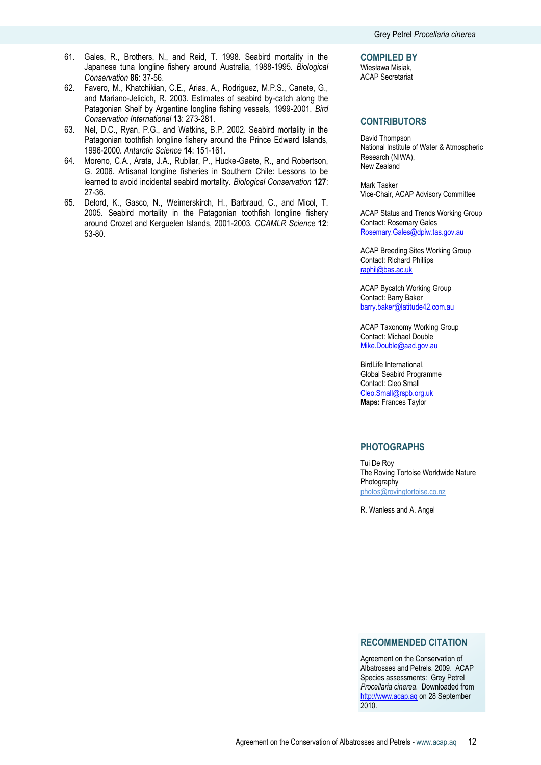61. Gales, R., Brothers, N., and Reid, T. 1998. Seabird mortality in the Japanese tuna longline fishery around Australia, 1988-1995. *Biological Conservation* **86**: 37-56.
62. Favero, M., Khatchikian, C.E., Arias, A., Rodriguez, M.P.S., Canete, G., and Mariano-Jelicich, R. 2003. Estimates of seabird by-catch along the Patagonian Shelf by Argentine longline fishing vessels, 1999-2001. *Bird Conservation International* **13**: 273-281.
63. Nel, D.C., Ryan, P.G., and Watkins, B.P. 2002. Seabird mortality in the Patagonian toothfish longline fishery around the Prince Edward Islands, 1996-2000. *Antarctic Science* **14**: 151-161.
64. Moreno, C.A., Arata, J.A., Rubilar, P., Hucke-Gaete, R., and Robertson, G. 2006. Artisanal longline fisheries in Southern Chile: Lessons to be learned to avoid incidental seabird mortality. *Biological Conservation* **127**: 27-36.
65. Delord, K., Gasco, N., Weimerskirch, H., Barbraud, C., and Micol, T. 2005. Seabird mortality in the Patagonian toothfish longline fishery around Crozet and Kerguelen Islands, 2001-2003. *CCAMLR Science* **12**: 53-80.

## COMPILED BY

Wiesława Misiak,
ACAP Secretariat

## CONTRIBUTORS

David Thompson
National Institute of Water & Atmospheric Research (NIWA),
New Zealand

Mark Tasker
Vice-Chair, ACAP Advisory Committee

ACAP Status and Trends Working Group
Contact: Rosemary Gales
Rosemary.Gales@dpiw.tas.gov.au

ACAP Breeding Sites Working Group
Contact: Richard Phillips
raphil@bas.ac.uk

ACAP Bycatch Working Group
Contact: Barry Baker
barry.baker@latitude42.com.au

ACAP Taxonomy Working Group
Contact: Michael Double
Mike.Double@aad.gov.au

BirdLife International,
Global Seabird Programme
Contact: Cleo Small
Cleo.Small@rspb.org.uk
**Maps:** Frances Taylor

## PHOTOGRAPHS

Tui De Roy
The Roving Tortoise Worldwide Nature Photography
photos@rovingtortoise.co.nz

R. Wanless and A. Angel

## RECOMMENDED CITATION

Agreement on the Conservation of Albatrosses and Petrels. 2009. ACAP Species assessments: Grey Petrel *Procellaria cinerea*. Downloaded from http://www.acap.aq on 28 September 2010.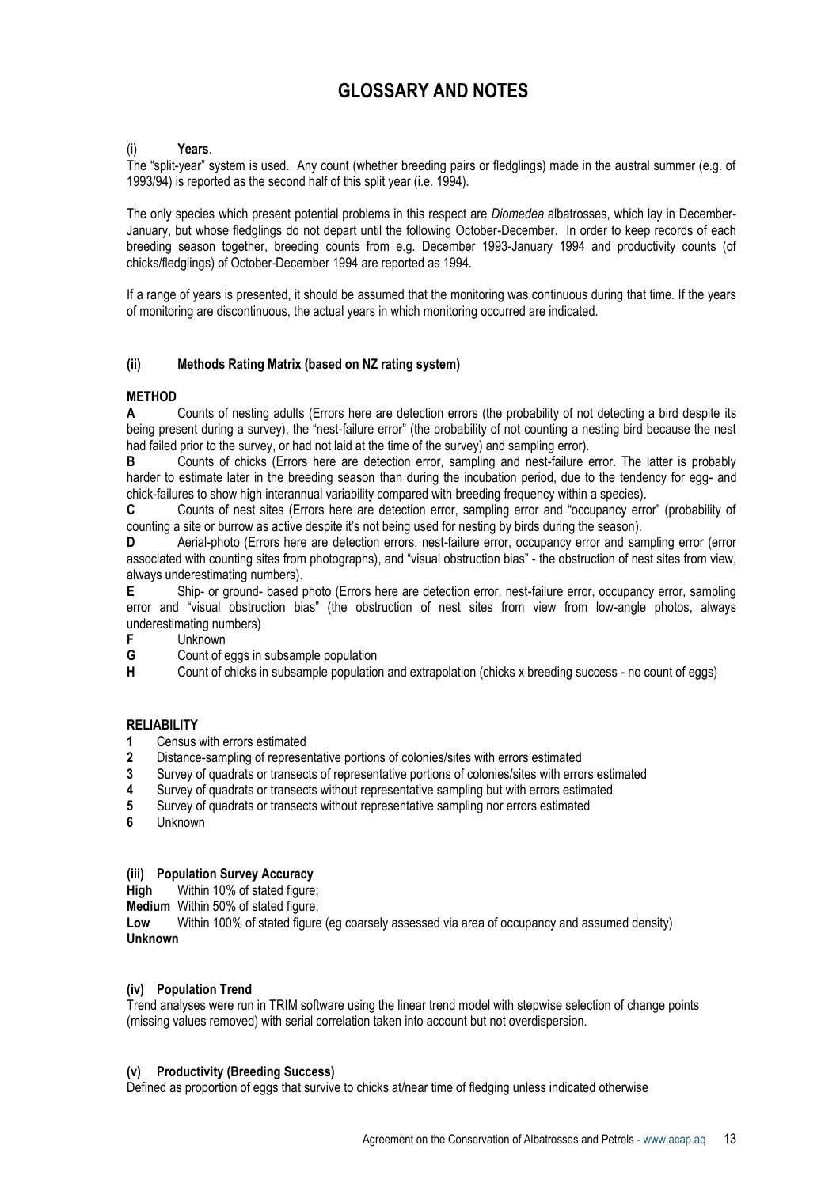# GLOSSARY AND NOTES

(i) **Years**.

The "split-year" system is used. Any count (whether breeding pairs or fledglings) made in the austral summer (e.g. of 1993/94) is reported as the second half of this split year (i.e. 1994).

The only species which present potential problems in this respect are *Diomedea* albatrosses, which lay in December-January, but whose fledglings do not depart until the following October-December. In order to keep records of each breeding season together, breeding counts from e.g. December 1993-January 1994 and productivity counts (of chicks/fledglings) of October-December 1994 are reported as 1994.

If a range of years is presented, it should be assumed that the monitoring was continuous during that time. If the years of monitoring are discontinuous, the actual years in which monitoring occurred are indicated.

### (ii) Methods Rating Matrix (based on NZ rating system)

**METHOD**

**A** Counts of nesting adults (Errors here are detection errors (the probability of not detecting a bird despite its being present during a survey), the "nest-failure error" (the probability of not counting a nesting bird because the nest had failed prior to the survey, or had not laid at the time of the survey) and sampling error).

**B** Counts of chicks (Errors here are detection error, sampling and nest-failure error. The latter is probably harder to estimate later in the breeding season than during the incubation period, due to the tendency for egg- and chick-failures to show high interannual variability compared with breeding frequency within a species).

**C** Counts of nest sites (Errors here are detection error, sampling error and "occupancy error" (probability of counting a site or burrow as active despite it's not being used for nesting by birds during the season).

**D** Aerial-photo (Errors here are detection errors, nest-failure error, occupancy error and sampling error (error associated with counting sites from photographs), and "visual obstruction bias" - the obstruction of nest sites from view, always underestimating numbers).

**E** Ship- or ground- based photo (Errors here are detection error, nest-failure error, occupancy error, sampling error and "visual obstruction bias" (the obstruction of nest sites from view from low-angle photos, always underestimating numbers)

**F** Unknown

**G** Count of eggs in subsample population

**H** Count of chicks in subsample population and extrapolation (chicks x breeding success - no count of eggs)

**RELIABILITY**

**1** Census with errors estimated

**2** Distance-sampling of representative portions of colonies/sites with errors estimated

**3** Survey of quadrats or transects of representative portions of colonies/sites with errors estimated

**4** Survey of quadrats or transects without representative sampling but with errors estimated

**5** Survey of quadrats or transects without representative sampling nor errors estimated

**6** Unknown

### (iii) Population Survey Accuracy

**High** Within 10% of stated figure;

**Medium** Within 50% of stated figure;

**Low** Within 100% of stated figure (eg coarsely assessed via area of occupancy and assumed density)

**Unknown**

### (iv) Population Trend

Trend analyses were run in TRIM software using the linear trend model with stepwise selection of change points (missing values removed) with serial correlation taken into account but not overdispersion.

### (v) Productivity (Breeding Success)

Defined as proportion of eggs that survive to chicks at/near time of fledging unless indicated otherwise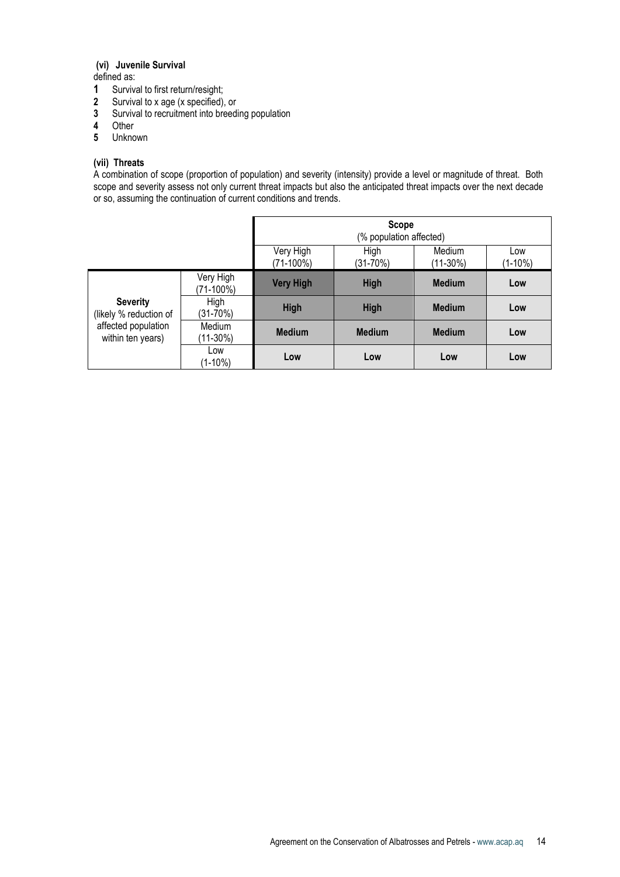**(vi) Juvenile Survival**

defined as:

**1** Survival to first return/resight;
**2** Survival to x age (x specified), or
**3** Survival to recruitment into breeding population
**4** Other
**5** Unknown

**(vii) Threats**

A combination of scope (proportion of population) and severity (intensity) provide a level or magnitude of threat. Both scope and severity assess not only current threat impacts but also the anticipated threat impacts over the next decade or so, assuming the continuation of current conditions and trends.

| | | **Scope** (% population affected) | | | |
|---|---|---|---|---|---|
| | | Very High (71-100%) | High (31-70%) | Medium (11-30%) | Low (1-10%) |
| **Severity** (likely % reduction of affected population within ten years) | Very High (71-100%) | **Very High** | **High** | **Medium** | **Low** |
| | High (31-70%) | **High** | **High** | **Medium** | **Low** |
| | Medium (11-30%) | **Medium** | **Medium** | **Medium** | **Low** |
| | Low (1-10%) | **Low** | **Low** | **Low** | **Low** |